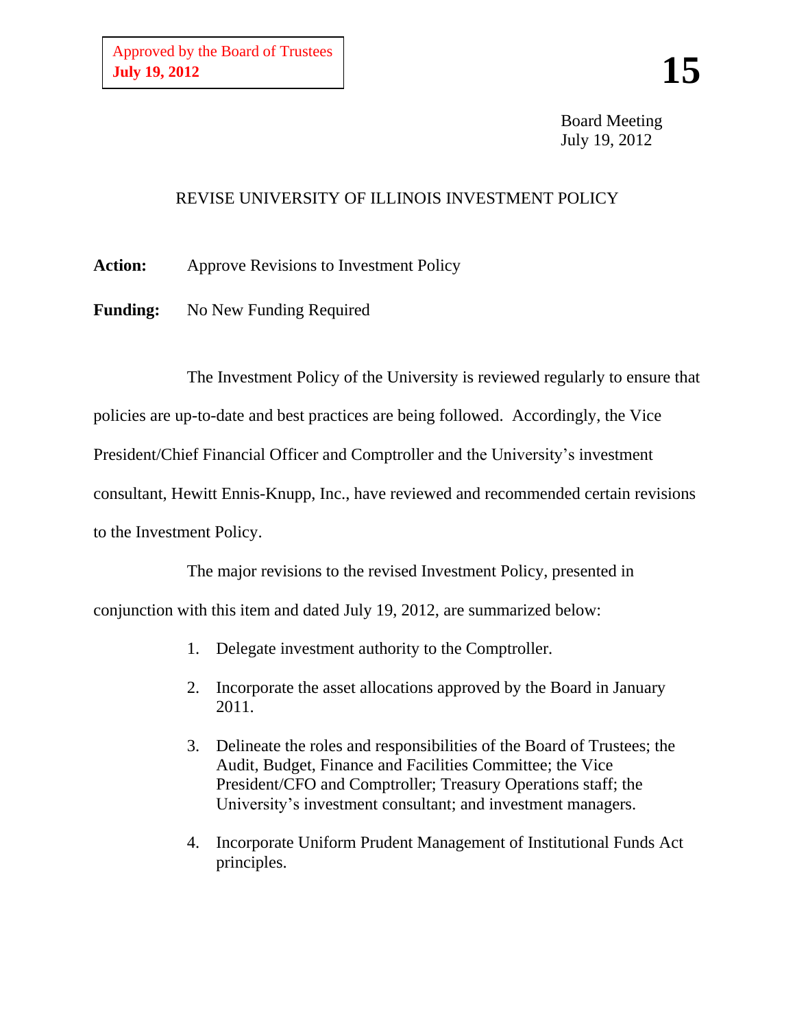Approved by the Board of Trustees
**July 19, 2012**

**15**

Board Meeting
July 19, 2012

# REVISE UNIVERSITY OF ILLINOIS INVESTMENT POLICY

**Action:** Approve Revisions to Investment Policy

**Funding:** No New Funding Required

The Investment Policy of the University is reviewed regularly to ensure that policies are up-to-date and best practices are being followed. Accordingly, the Vice President/Chief Financial Officer and Comptroller and the University's investment consultant, Hewitt Ennis-Knupp, Inc., have reviewed and recommended certain revisions to the Investment Policy.

The major revisions to the revised Investment Policy, presented in conjunction with this item and dated July 19, 2012, are summarized below:

1. Delegate investment authority to the Comptroller.
2. Incorporate the asset allocations approved by the Board in January 2011.
3. Delineate the roles and responsibilities of the Board of Trustees; the Audit, Budget, Finance and Facilities Committee; the Vice President/CFO and Comptroller; Treasury Operations staff; the University's investment consultant; and investment managers.
4. Incorporate Uniform Prudent Management of Institutional Funds Act principles.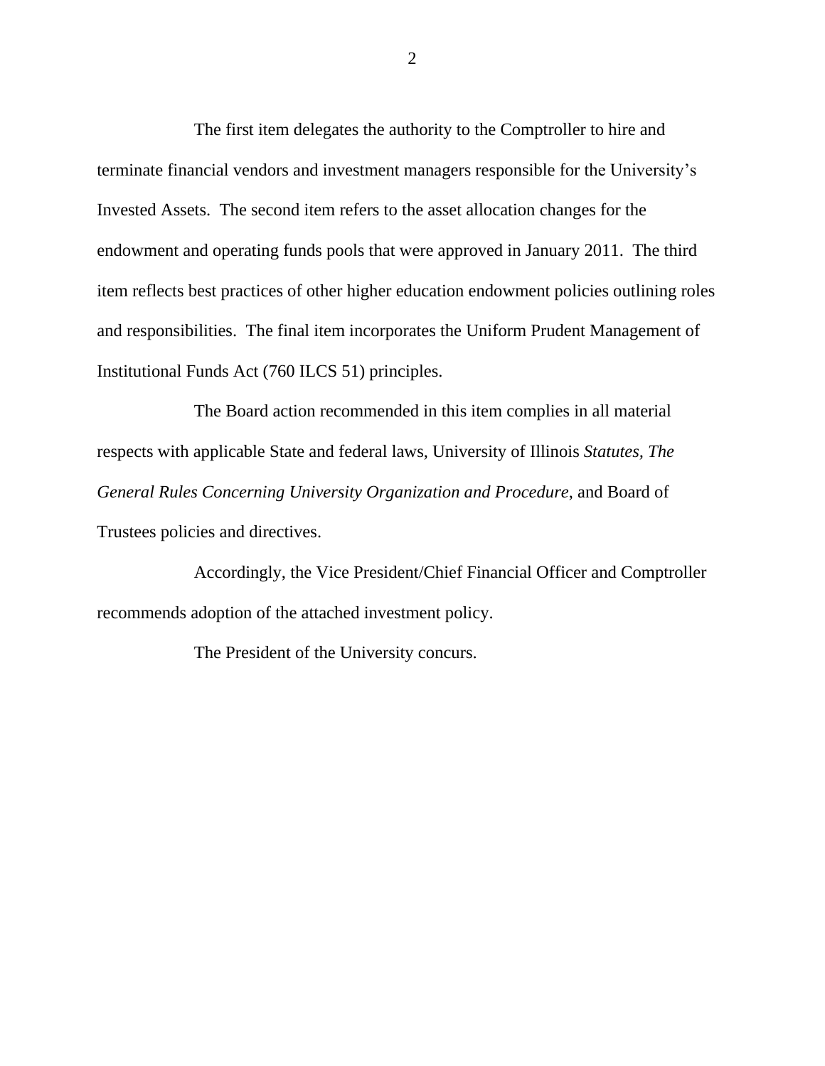The first item delegates the authority to the Comptroller to hire and terminate financial vendors and investment managers responsible for the University's Invested Assets. The second item refers to the asset allocation changes for the endowment and operating funds pools that were approved in January 2011. The third item reflects best practices of other higher education endowment policies outlining roles and responsibilities. The final item incorporates the Uniform Prudent Management of Institutional Funds Act (760 ILCS 51) principles.

The Board action recommended in this item complies in all material respects with applicable State and federal laws, University of Illinois *Statutes, The General Rules Concerning University Organization and Procedure*, and Board of Trustees policies and directives.

Accordingly, the Vice President/Chief Financial Officer and Comptroller recommends adoption of the attached investment policy.

The President of the University concurs.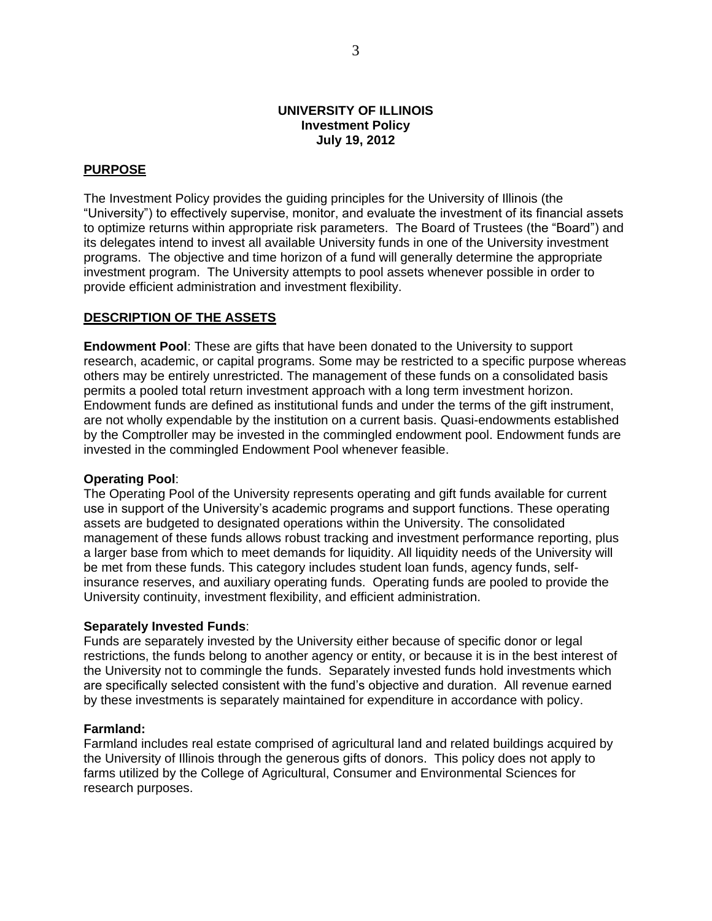**UNIVERSITY OF ILLINOIS**
**Investment Policy**
**July 19, 2012**

## PURPOSE

The Investment Policy provides the guiding principles for the University of Illinois (the "University") to effectively supervise, monitor, and evaluate the investment of its financial assets to optimize returns within appropriate risk parameters. The Board of Trustees (the "Board") and its delegates intend to invest all available University funds in one of the University investment programs. The objective and time horizon of a fund will generally determine the appropriate investment program. The University attempts to pool assets whenever possible in order to provide efficient administration and investment flexibility.

## DESCRIPTION OF THE ASSETS

**Endowment Pool**: These are gifts that have been donated to the University to support research, academic, or capital programs. Some may be restricted to a specific purpose whereas others may be entirely unrestricted. The management of these funds on a consolidated basis permits a pooled total return investment approach with a long term investment horizon. Endowment funds are defined as institutional funds and under the terms of the gift instrument, are not wholly expendable by the institution on a current basis. Quasi-endowments established by the Comptroller may be invested in the commingled endowment pool. Endowment funds are invested in the commingled Endowment Pool whenever feasible.

**Operating Pool**:
The Operating Pool of the University represents operating and gift funds available for current use in support of the University's academic programs and support functions. These operating assets are budgeted to designated operations within the University. The consolidated management of these funds allows robust tracking and investment performance reporting, plus a larger base from which to meet demands for liquidity. All liquidity needs of the University will be met from these funds. This category includes student loan funds, agency funds, self-insurance reserves, and auxiliary operating funds. Operating funds are pooled to provide the University continuity, investment flexibility, and efficient administration.

**Separately Invested Funds**:
Funds are separately invested by the University either because of specific donor or legal restrictions, the funds belong to another agency or entity, or because it is in the best interest of the University not to commingle the funds. Separately invested funds hold investments which are specifically selected consistent with the fund's objective and duration. All revenue earned by these investments is separately maintained for expenditure in accordance with policy.

**Farmland:**
Farmland includes real estate comprised of agricultural land and related buildings acquired by the University of Illinois through the generous gifts of donors. This policy does not apply to farms utilized by the College of Agricultural, Consumer and Environmental Sciences for research purposes.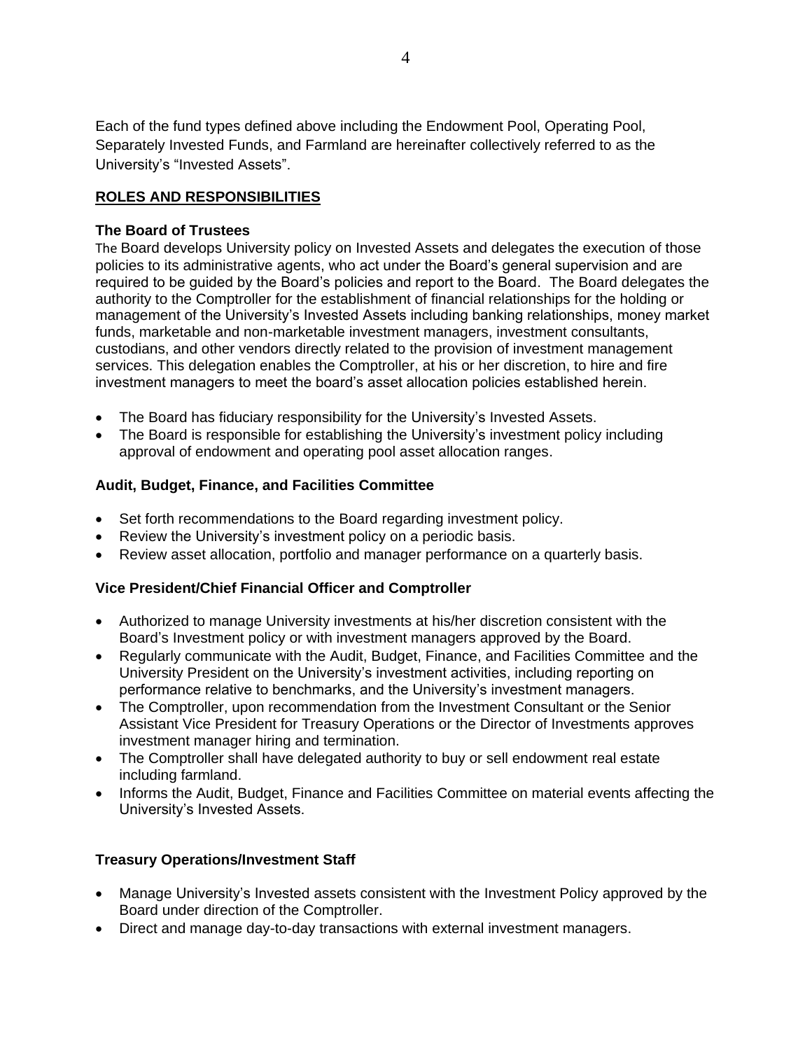Each of the fund types defined above including the Endowment Pool, Operating Pool, Separately Invested Funds, and Farmland are hereinafter collectively referred to as the University's "Invested Assets".

## ROLES AND RESPONSIBILITIES

### The Board of Trustees

The Board develops University policy on Invested Assets and delegates the execution of those policies to its administrative agents, who act under the Board's general supervision and are required to be guided by the Board's policies and report to the Board. The Board delegates the authority to the Comptroller for the establishment of financial relationships for the holding or management of the University's Invested Assets including banking relationships, money market funds, marketable and non-marketable investment managers, investment consultants, custodians, and other vendors directly related to the provision of investment management services. This delegation enables the Comptroller, at his or her discretion, to hire and fire investment managers to meet the board's asset allocation policies established herein.

- The Board has fiduciary responsibility for the University's Invested Assets.
- The Board is responsible for establishing the University's investment policy including approval of endowment and operating pool asset allocation ranges.

### Audit, Budget, Finance, and Facilities Committee

- Set forth recommendations to the Board regarding investment policy.
- Review the University's investment policy on a periodic basis.
- Review asset allocation, portfolio and manager performance on a quarterly basis.

### Vice President/Chief Financial Officer and Comptroller

- Authorized to manage University investments at his/her discretion consistent with the Board's Investment policy or with investment managers approved by the Board.
- Regularly communicate with the Audit, Budget, Finance, and Facilities Committee and the University President on the University's investment activities, including reporting on performance relative to benchmarks, and the University's investment managers.
- The Comptroller, upon recommendation from the Investment Consultant or the Senior Assistant Vice President for Treasury Operations or the Director of Investments approves investment manager hiring and termination.
- The Comptroller shall have delegated authority to buy or sell endowment real estate including farmland.
- Informs the Audit, Budget, Finance and Facilities Committee on material events affecting the University's Invested Assets.

### Treasury Operations/Investment Staff

- Manage University's Invested assets consistent with the Investment Policy approved by the Board under direction of the Comptroller.
- Direct and manage day-to-day transactions with external investment managers.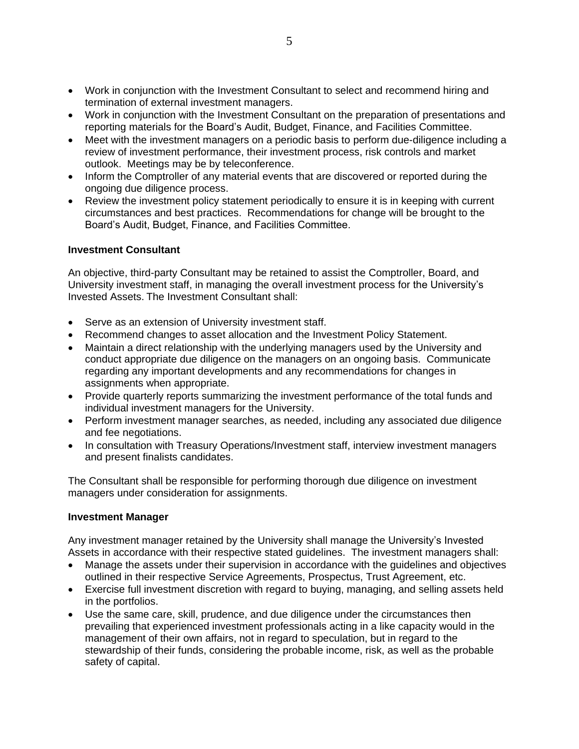- Work in conjunction with the Investment Consultant to select and recommend hiring and termination of external investment managers.
- Work in conjunction with the Investment Consultant on the preparation of presentations and reporting materials for the Board's Audit, Budget, Finance, and Facilities Committee.
- Meet with the investment managers on a periodic basis to perform due-diligence including a review of investment performance, their investment process, risk controls and market outlook. Meetings may be by teleconference.
- Inform the Comptroller of any material events that are discovered or reported during the ongoing due diligence process.
- Review the investment policy statement periodically to ensure it is in keeping with current circumstances and best practices. Recommendations for change will be brought to the Board's Audit, Budget, Finance, and Facilities Committee.

**Investment Consultant**

An objective, third-party Consultant may be retained to assist the Comptroller, Board, and University investment staff, in managing the overall investment process for the University's Invested Assets. The Investment Consultant shall:

- Serve as an extension of University investment staff.
- Recommend changes to asset allocation and the Investment Policy Statement.
- Maintain a direct relationship with the underlying managers used by the University and conduct appropriate due diligence on the managers on an ongoing basis. Communicate regarding any important developments and any recommendations for changes in assignments when appropriate.
- Provide quarterly reports summarizing the investment performance of the total funds and individual investment managers for the University.
- Perform investment manager searches, as needed, including any associated due diligence and fee negotiations.
- In consultation with Treasury Operations/Investment staff, interview investment managers and present finalists candidates.

The Consultant shall be responsible for performing thorough due diligence on investment managers under consideration for assignments.

**Investment Manager**

Any investment manager retained by the University shall manage the University's Invested Assets in accordance with their respective stated guidelines. The investment managers shall:

- Manage the assets under their supervision in accordance with the guidelines and objectives outlined in their respective Service Agreements, Prospectus, Trust Agreement, etc.
- Exercise full investment discretion with regard to buying, managing, and selling assets held in the portfolios.
- Use the same care, skill, prudence, and due diligence under the circumstances then prevailing that experienced investment professionals acting in a like capacity would in the management of their own affairs, not in regard to speculation, but in regard to the stewardship of their funds, considering the probable income, risk, as well as the probable safety of capital.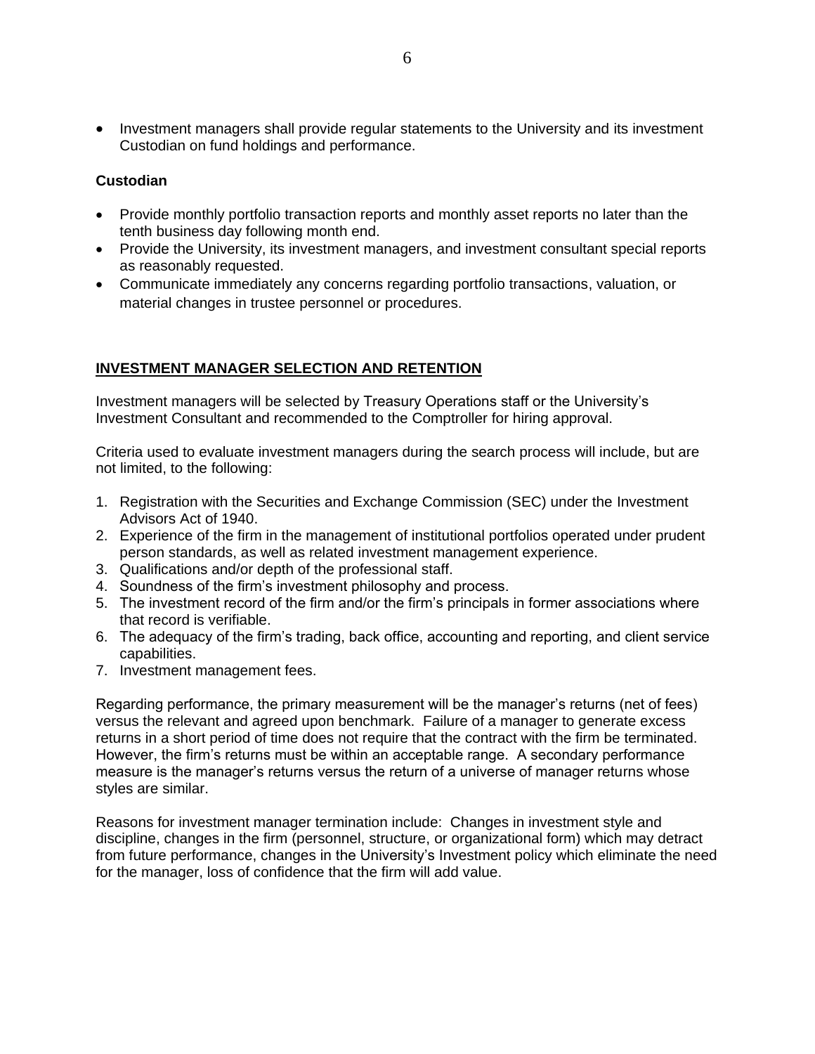- Investment managers shall provide regular statements to the University and its investment Custodian on fund holdings and performance.

**Custodian**

- Provide monthly portfolio transaction reports and monthly asset reports no later than the tenth business day following month end.
- Provide the University, its investment managers, and investment consultant special reports as reasonably requested.
- Communicate immediately any concerns regarding portfolio transactions, valuation, or material changes in trustee personnel or procedures.

## INVESTMENT MANAGER SELECTION AND RETENTION

Investment managers will be selected by Treasury Operations staff or the University's Investment Consultant and recommended to the Comptroller for hiring approval.

Criteria used to evaluate investment managers during the search process will include, but are not limited, to the following:

1. Registration with the Securities and Exchange Commission (SEC) under the Investment Advisors Act of 1940.
2. Experience of the firm in the management of institutional portfolios operated under prudent person standards, as well as related investment management experience.
3. Qualifications and/or depth of the professional staff.
4. Soundness of the firm's investment philosophy and process.
5. The investment record of the firm and/or the firm's principals in former associations where that record is verifiable.
6. The adequacy of the firm's trading, back office, accounting and reporting, and client service capabilities.
7. Investment management fees.

Regarding performance, the primary measurement will be the manager's returns (net of fees) versus the relevant and agreed upon benchmark. Failure of a manager to generate excess returns in a short period of time does not require that the contract with the firm be terminated. However, the firm's returns must be within an acceptable range. A secondary performance measure is the manager's returns versus the return of a universe of manager returns whose styles are similar.

Reasons for investment manager termination include: Changes in investment style and discipline, changes in the firm (personnel, structure, or organizational form) which may detract from future performance, changes in the University's Investment policy which eliminate the need for the manager, loss of confidence that the firm will add value.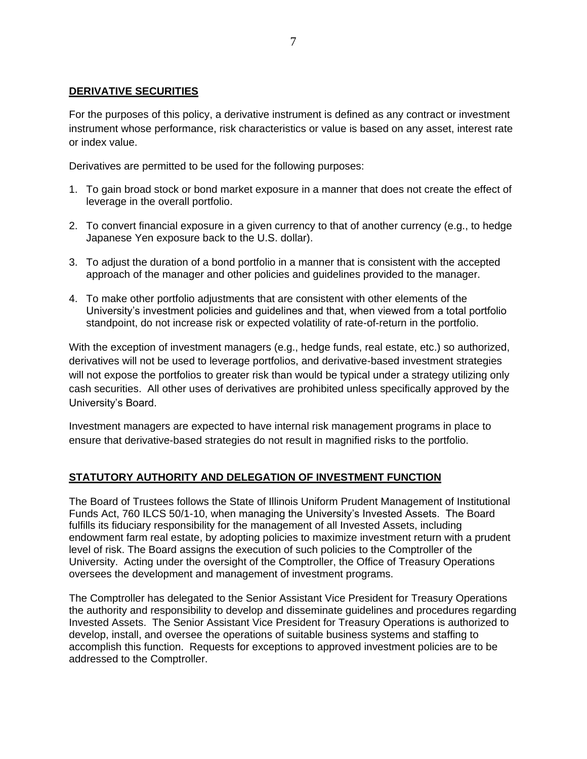## DERIVATIVE SECURITIES

For the purposes of this policy, a derivative instrument is defined as any contract or investment instrument whose performance, risk characteristics or value is based on any asset, interest rate or index value.

Derivatives are permitted to be used for the following purposes:

1. To gain broad stock or bond market exposure in a manner that does not create the effect of leverage in the overall portfolio.

2. To convert financial exposure in a given currency to that of another currency (e.g., to hedge Japanese Yen exposure back to the U.S. dollar).

3. To adjust the duration of a bond portfolio in a manner that is consistent with the accepted approach of the manager and other policies and guidelines provided to the manager.

4. To make other portfolio adjustments that are consistent with other elements of the University's investment policies and guidelines and that, when viewed from a total portfolio standpoint, do not increase risk or expected volatility of rate-of-return in the portfolio.

With the exception of investment managers (e.g., hedge funds, real estate, etc.) so authorized, derivatives will not be used to leverage portfolios, and derivative-based investment strategies will not expose the portfolios to greater risk than would be typical under a strategy utilizing only cash securities. All other uses of derivatives are prohibited unless specifically approved by the University's Board.

Investment managers are expected to have internal risk management programs in place to ensure that derivative-based strategies do not result in magnified risks to the portfolio.

## STATUTORY AUTHORITY AND DELEGATION OF INVESTMENT FUNCTION

The Board of Trustees follows the State of Illinois Uniform Prudent Management of Institutional Funds Act, 760 ILCS 50/1-10, when managing the University's Invested Assets. The Board fulfills its fiduciary responsibility for the management of all Invested Assets, including endowment farm real estate, by adopting policies to maximize investment return with a prudent level of risk. The Board assigns the execution of such policies to the Comptroller of the University. Acting under the oversight of the Comptroller, the Office of Treasury Operations oversees the development and management of investment programs.

The Comptroller has delegated to the Senior Assistant Vice President for Treasury Operations the authority and responsibility to develop and disseminate guidelines and procedures regarding Invested Assets. The Senior Assistant Vice President for Treasury Operations is authorized to develop, install, and oversee the operations of suitable business systems and staffing to accomplish this function. Requests for exceptions to approved investment policies are to be addressed to the Comptroller.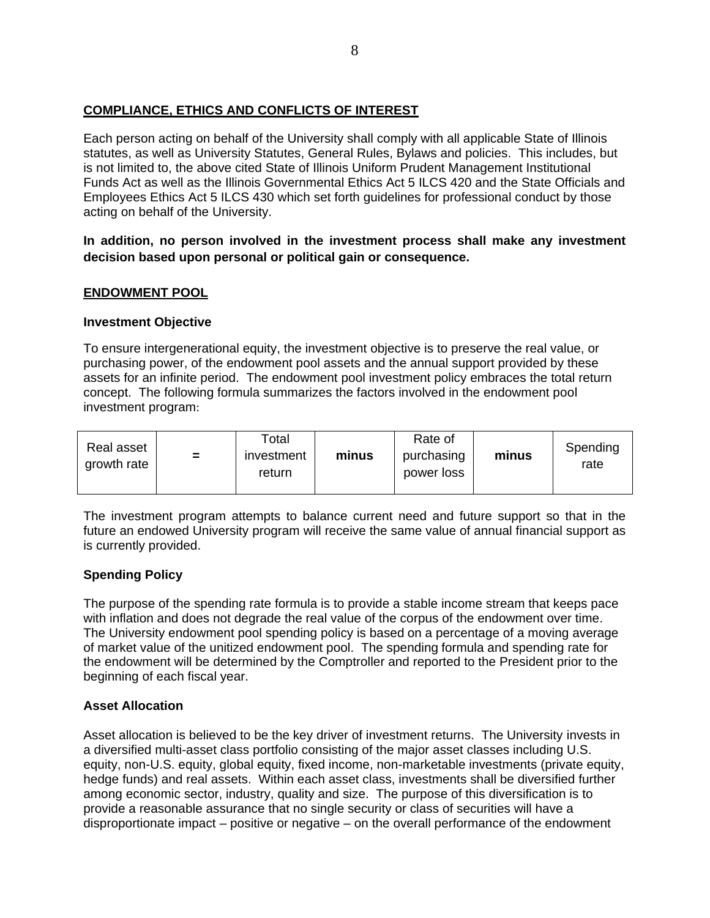## COMPLIANCE, ETHICS AND CONFLICTS OF INTEREST

Each person acting on behalf of the University shall comply with all applicable State of Illinois statutes, as well as University Statutes, General Rules, Bylaws and policies. This includes, but is not limited to, the above cited State of Illinois Uniform Prudent Management Institutional Funds Act as well as the Illinois Governmental Ethics Act 5 ILCS 420 and the State Officials and Employees Ethics Act 5 ILCS 430 which set forth guidelines for professional conduct by those acting on behalf of the University.

**In addition, no person involved in the investment process shall make any investment decision based upon personal or political gain or consequence.**

## ENDOWMENT POOL

### Investment Objective

To ensure intergenerational equity, the investment objective is to preserve the real value, or purchasing power, of the endowment pool assets and the annual support provided by these assets for an infinite period. The endowment pool investment policy embraces the total return concept. The following formula summarizes the factors involved in the endowment pool investment program:

| Real asset growth rate | **=** | Total investment return | **minus** | Rate of purchasing power loss | **minus** | Spending rate |
|---|---|---|---|---|---|---|

The investment program attempts to balance current need and future support so that in the future an endowed University program will receive the same value of annual financial support as is currently provided.

### Spending Policy

The purpose of the spending rate formula is to provide a stable income stream that keeps pace with inflation and does not degrade the real value of the corpus of the endowment over time. The University endowment pool spending policy is based on a percentage of a moving average of market value of the unitized endowment pool. The spending formula and spending rate for the endowment will be determined by the Comptroller and reported to the President prior to the beginning of each fiscal year.

### Asset Allocation

Asset allocation is believed to be the key driver of investment returns. The University invests in a diversified multi-asset class portfolio consisting of the major asset classes including U.S. equity, non-U.S. equity, global equity, fixed income, non-marketable investments (private equity, hedge funds) and real assets. Within each asset class, investments shall be diversified further among economic sector, industry, quality and size. The purpose of this diversification is to provide a reasonable assurance that no single security or class of securities will have a disproportionate impact – positive or negative – on the overall performance of the endowment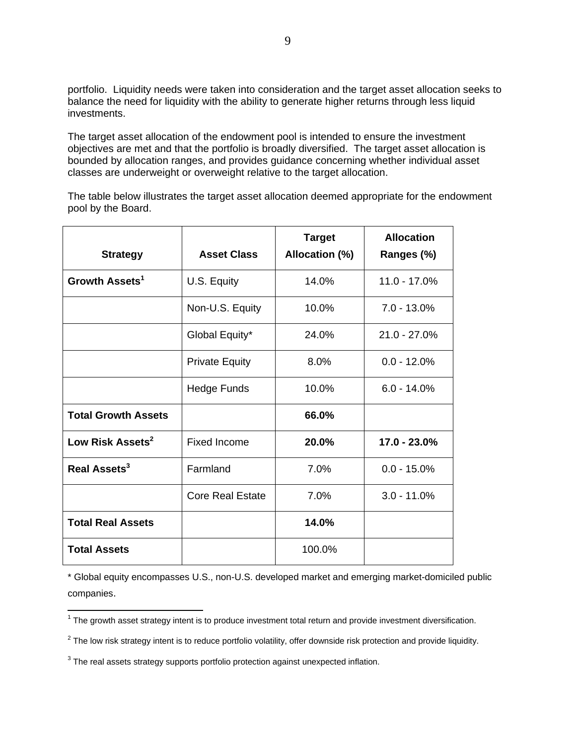portfolio. Liquidity needs were taken into consideration and the target asset allocation seeks to balance the need for liquidity with the ability to generate higher returns through less liquid investments.

The target asset allocation of the endowment pool is intended to ensure the investment objectives are met and that the portfolio is broadly diversified. The target asset allocation is bounded by allocation ranges, and provides guidance concerning whether individual asset classes are underweight or overweight relative to the target allocation.

The table below illustrates the target asset allocation deemed appropriate for the endowment pool by the Board.

| Strategy | Asset Class | Target Allocation (%) | Allocation Ranges (%) |
|---|---|---|---|
| **Growth Assets[1]** | U.S. Equity | 14.0% | 11.0 - 17.0% |
| | Non-U.S. Equity | 10.0% | 7.0 - 13.0% |
| | Global Equity* | 24.0% | 21.0 - 27.0% |
| | Private Equity | 8.0% | 0.0 - 12.0% |
| | Hedge Funds | 10.0% | 6.0 - 14.0% |
| **Total Growth Assets** | | **66.0%** | |
| **Low Risk Assets[2]** | Fixed Income | **20.0%** | **17.0 - 23.0%** |
| **Real Assets[3]** | Farmland | 7.0% | 0.0 - 15.0% |
| | Core Real Estate | 7.0% | 3.0 - 11.0% |
| **Total Real Assets** | | **14.0%** | |
| **Total Assets** | | 100.0% | |

* Global equity encompasses U.S., non-U.S. developed market and emerging market-domiciled public companies.

[1] The growth asset strategy intent is to produce investment total return and provide investment diversification.

[2] The low risk strategy intent is to reduce portfolio volatility, offer downside risk protection and provide liquidity.

[3] The real assets strategy supports portfolio protection against unexpected inflation.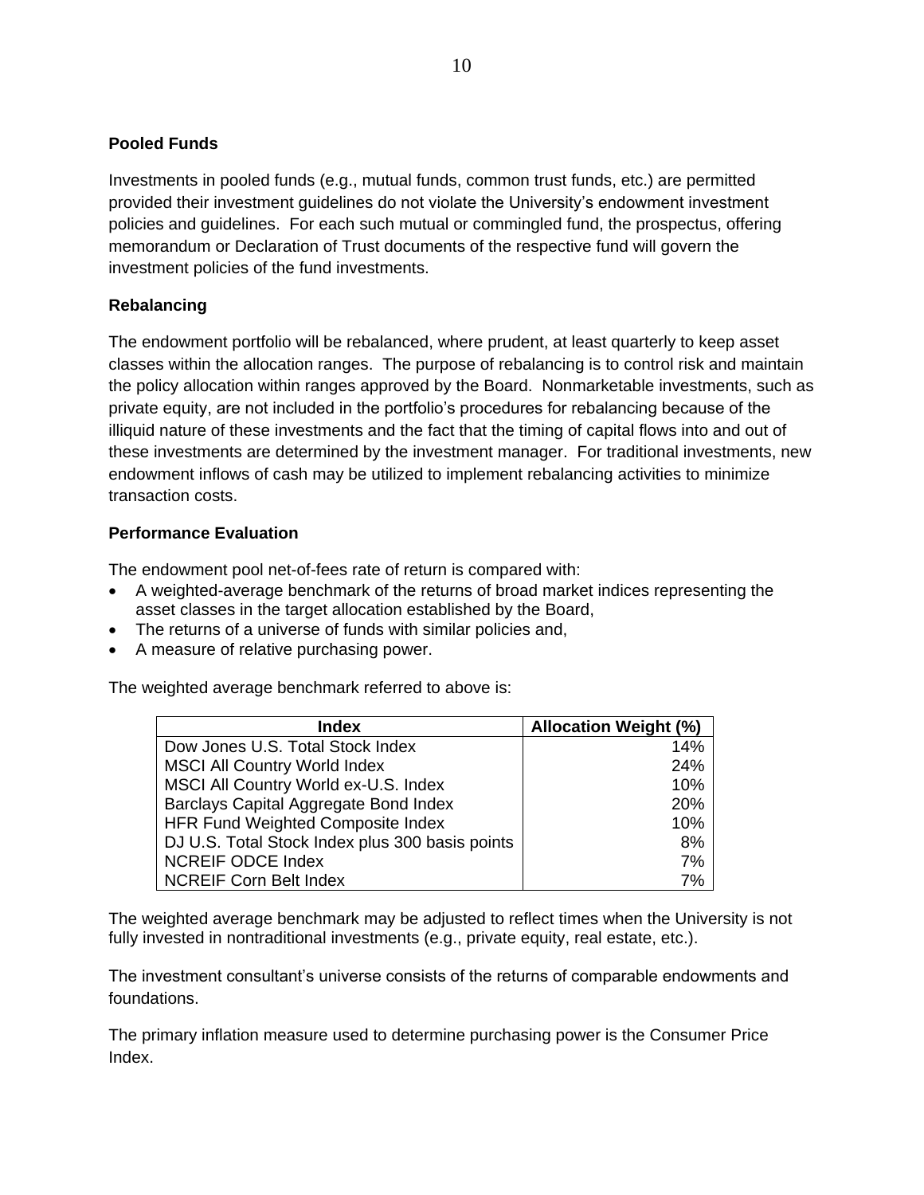### Pooled Funds

Investments in pooled funds (e.g., mutual funds, common trust funds, etc.) are permitted provided their investment guidelines do not violate the University's endowment investment policies and guidelines. For each such mutual or commingled fund, the prospectus, offering memorandum or Declaration of Trust documents of the respective fund will govern the investment policies of the fund investments.

### Rebalancing

The endowment portfolio will be rebalanced, where prudent, at least quarterly to keep asset classes within the allocation ranges. The purpose of rebalancing is to control risk and maintain the policy allocation within ranges approved by the Board. Nonmarketable investments, such as private equity, are not included in the portfolio's procedures for rebalancing because of the illiquid nature of these investments and the fact that the timing of capital flows into and out of these investments are determined by the investment manager. For traditional investments, new endowment inflows of cash may be utilized to implement rebalancing activities to minimize transaction costs.

### Performance Evaluation

The endowment pool net-of-fees rate of return is compared with:

- A weighted-average benchmark of the returns of broad market indices representing the asset classes in the target allocation established by the Board,
- The returns of a universe of funds with similar policies and,
- A measure of relative purchasing power.

The weighted average benchmark referred to above is:

| Index | Allocation Weight (%) |
|---|---|
| Dow Jones U.S. Total Stock Index | 14% |
| MSCI All Country World Index | 24% |
| MSCI All Country World ex-U.S. Index | 10% |
| Barclays Capital Aggregate Bond Index | 20% |
| HFR Fund Weighted Composite Index | 10% |
| DJ U.S. Total Stock Index plus 300 basis points | 8% |
| NCREIF ODCE Index | 7% |
| NCREIF Corn Belt Index | 7% |

The weighted average benchmark may be adjusted to reflect times when the University is not fully invested in nontraditional investments (e.g., private equity, real estate, etc.).

The investment consultant's universe consists of the returns of comparable endowments and foundations.

The primary inflation measure used to determine purchasing power is the Consumer Price Index.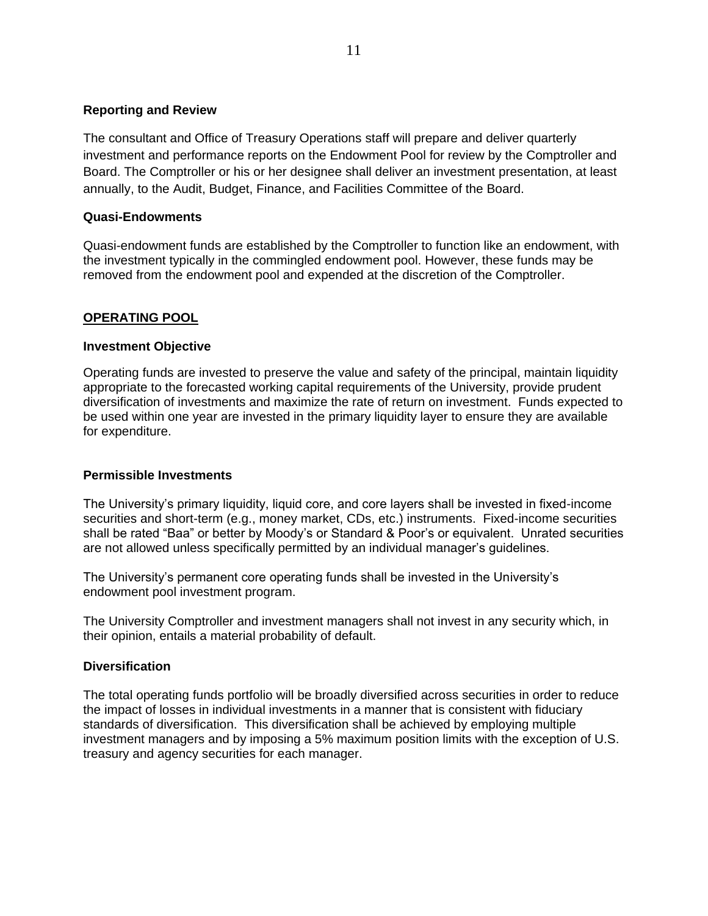### Reporting and Review

The consultant and Office of Treasury Operations staff will prepare and deliver quarterly investment and performance reports on the Endowment Pool for review by the Comptroller and Board. The Comptroller or his or her designee shall deliver an investment presentation, at least annually, to the Audit, Budget, Finance, and Facilities Committee of the Board.

### Quasi-Endowments

Quasi-endowment funds are established by the Comptroller to function like an endowment, with the investment typically in the commingled endowment pool. However, these funds may be removed from the endowment pool and expended at the discretion of the Comptroller.

## OPERATING POOL

### Investment Objective

Operating funds are invested to preserve the value and safety of the principal, maintain liquidity appropriate to the forecasted working capital requirements of the University, provide prudent diversification of investments and maximize the rate of return on investment. Funds expected to be used within one year are invested in the primary liquidity layer to ensure they are available for expenditure.

### Permissible Investments

The University's primary liquidity, liquid core, and core layers shall be invested in fixed-income securities and short-term (e.g., money market, CDs, etc.) instruments. Fixed-income securities shall be rated "Baa" or better by Moody's or Standard & Poor's or equivalent. Unrated securities are not allowed unless specifically permitted by an individual manager's guidelines.

The University's permanent core operating funds shall be invested in the University's endowment pool investment program.

The University Comptroller and investment managers shall not invest in any security which, in their opinion, entails a material probability of default.

### Diversification

The total operating funds portfolio will be broadly diversified across securities in order to reduce the impact of losses in individual investments in a manner that is consistent with fiduciary standards of diversification. This diversification shall be achieved by employing multiple investment managers and by imposing a 5% maximum position limits with the exception of U.S. treasury and agency securities for each manager.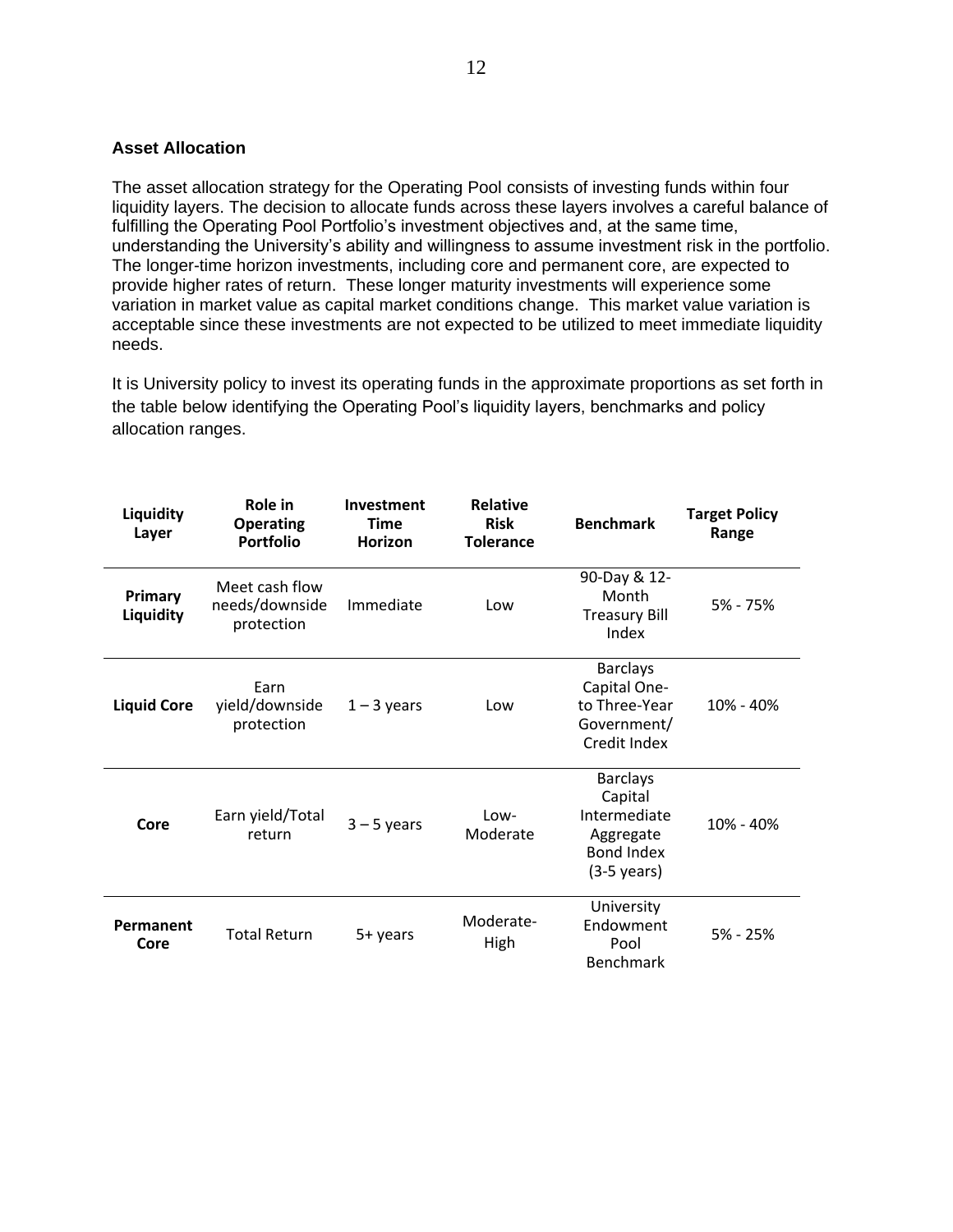### Asset Allocation

The asset allocation strategy for the Operating Pool consists of investing funds within four liquidity layers. The decision to allocate funds across these layers involves a careful balance of fulfilling the Operating Pool Portfolio's investment objectives and, at the same time, understanding the University's ability and willingness to assume investment risk in the portfolio. The longer-time horizon investments, including core and permanent core, are expected to provide higher rates of return. These longer maturity investments will experience some variation in market value as capital market conditions change. This market value variation is acceptable since these investments are not expected to be utilized to meet immediate liquidity needs.

It is University policy to invest its operating funds in the approximate proportions as set forth in the table below identifying the Operating Pool's liquidity layers, benchmarks and policy allocation ranges.

| Liquidity Layer | Role in Operating Portfolio | Investment Time Horizon | Relative Risk Tolerance | Benchmark | Target Policy Range |
|---|---|---|---|---|---|
| **Primary Liquidity** | Meet cash flow needs/downside protection | Immediate | Low | 90-Day & 12-Month Treasury Bill Index | 5% - 75% |
| **Liquid Core** | Earn yield/downside protection | 1 – 3 years | Low | Barclays Capital One-to Three-Year Government/ Credit Index | 10% - 40% |
| **Core** | Earn yield/Total return | 3 – 5 years | Low-Moderate | Barclays Capital Intermediate Aggregate Bond Index (3-5 years) | 10% - 40% |
| **Permanent Core** | Total Return | 5+ years | Moderate-High | University Endowment Pool Benchmark | 5% - 25% |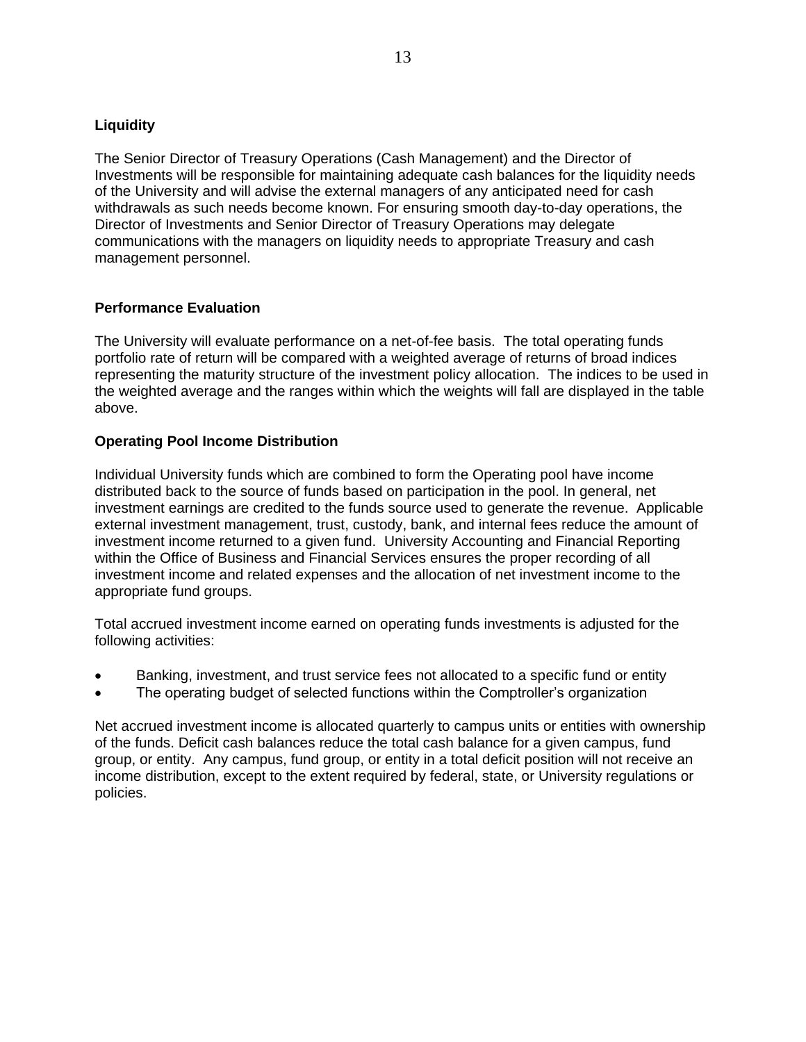**Liquidity**

The Senior Director of Treasury Operations (Cash Management) and the Director of Investments will be responsible for maintaining adequate cash balances for the liquidity needs of the University and will advise the external managers of any anticipated need for cash withdrawals as such needs become known. For ensuring smooth day-to-day operations, the Director of Investments and Senior Director of Treasury Operations may delegate communications with the managers on liquidity needs to appropriate Treasury and cash management personnel.

**Performance Evaluation**

The University will evaluate performance on a net-of-fee basis. The total operating funds portfolio rate of return will be compared with a weighted average of returns of broad indices representing the maturity structure of the investment policy allocation. The indices to be used in the weighted average and the ranges within which the weights will fall are displayed in the table above.

**Operating Pool Income Distribution**

Individual University funds which are combined to form the Operating pool have income distributed back to the source of funds based on participation in the pool. In general, net investment earnings are credited to the funds source used to generate the revenue. Applicable external investment management, trust, custody, bank, and internal fees reduce the amount of investment income returned to a given fund. University Accounting and Financial Reporting within the Office of Business and Financial Services ensures the proper recording of all investment income and related expenses and the allocation of net investment income to the appropriate fund groups.

Total accrued investment income earned on operating funds investments is adjusted for the following activities:

- Banking, investment, and trust service fees not allocated to a specific fund or entity
- The operating budget of selected functions within the Comptroller's organization

Net accrued investment income is allocated quarterly to campus units or entities with ownership of the funds. Deficit cash balances reduce the total cash balance for a given campus, fund group, or entity. Any campus, fund group, or entity in a total deficit position will not receive an income distribution, except to the extent required by federal, state, or University regulations or policies.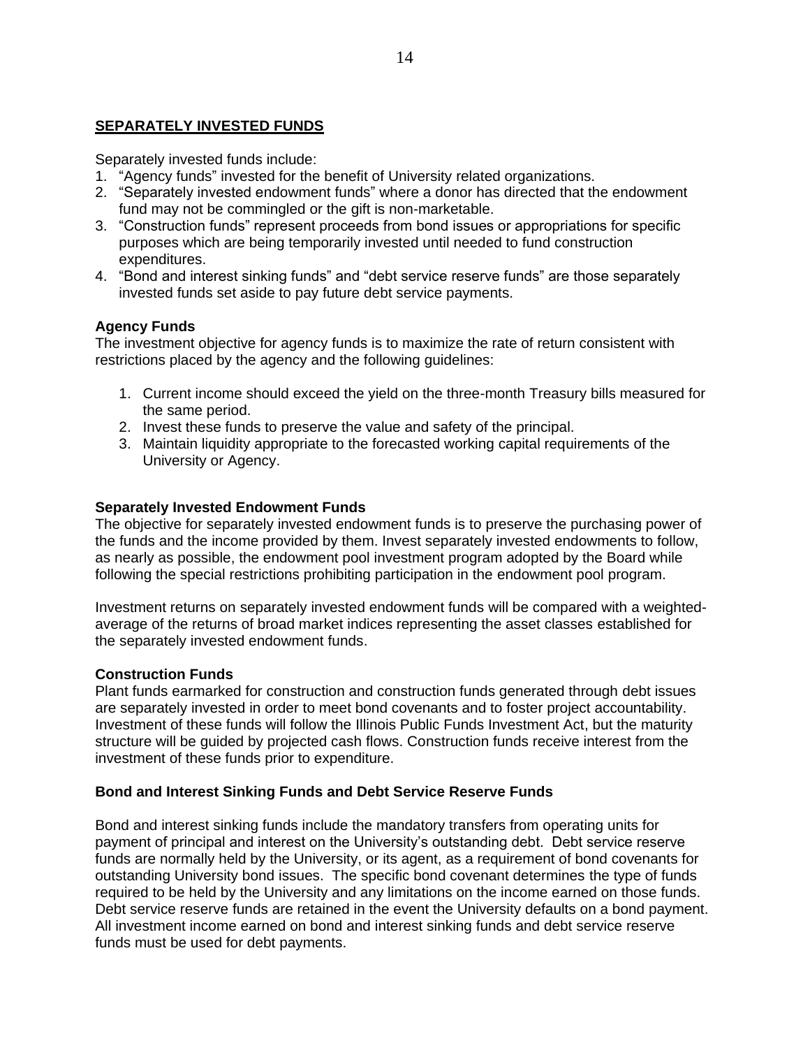## SEPARATELY INVESTED FUNDS

Separately invested funds include:

1. "Agency funds" invested for the benefit of University related organizations.
2. "Separately invested endowment funds" where a donor has directed that the endowment fund may not be commingled or the gift is non-marketable.
3. "Construction funds" represent proceeds from bond issues or appropriations for specific purposes which are being temporarily invested until needed to fund construction expenditures.
4. "Bond and interest sinking funds" and "debt service reserve funds" are those separately invested funds set aside to pay future debt service payments.

### Agency Funds

The investment objective for agency funds is to maximize the rate of return consistent with restrictions placed by the agency and the following guidelines:

1. Current income should exceed the yield on the three-month Treasury bills measured for the same period.
2. Invest these funds to preserve the value and safety of the principal.
3. Maintain liquidity appropriate to the forecasted working capital requirements of the University or Agency.

### Separately Invested Endowment Funds

The objective for separately invested endowment funds is to preserve the purchasing power of the funds and the income provided by them. Invest separately invested endowments to follow, as nearly as possible, the endowment pool investment program adopted by the Board while following the special restrictions prohibiting participation in the endowment pool program.

Investment returns on separately invested endowment funds will be compared with a weighted-average of the returns of broad market indices representing the asset classes established for the separately invested endowment funds.

### Construction Funds

Plant funds earmarked for construction and construction funds generated through debt issues are separately invested in order to meet bond covenants and to foster project accountability. Investment of these funds will follow the Illinois Public Funds Investment Act, but the maturity structure will be guided by projected cash flows. Construction funds receive interest from the investment of these funds prior to expenditure.

### Bond and Interest Sinking Funds and Debt Service Reserve Funds

Bond and interest sinking funds include the mandatory transfers from operating units for payment of principal and interest on the University's outstanding debt. Debt service reserve funds are normally held by the University, or its agent, as a requirement of bond covenants for outstanding University bond issues. The specific bond covenant determines the type of funds required to be held by the University and any limitations on the income earned on those funds. Debt service reserve funds are retained in the event the University defaults on a bond payment. All investment income earned on bond and interest sinking funds and debt service reserve funds must be used for debt payments.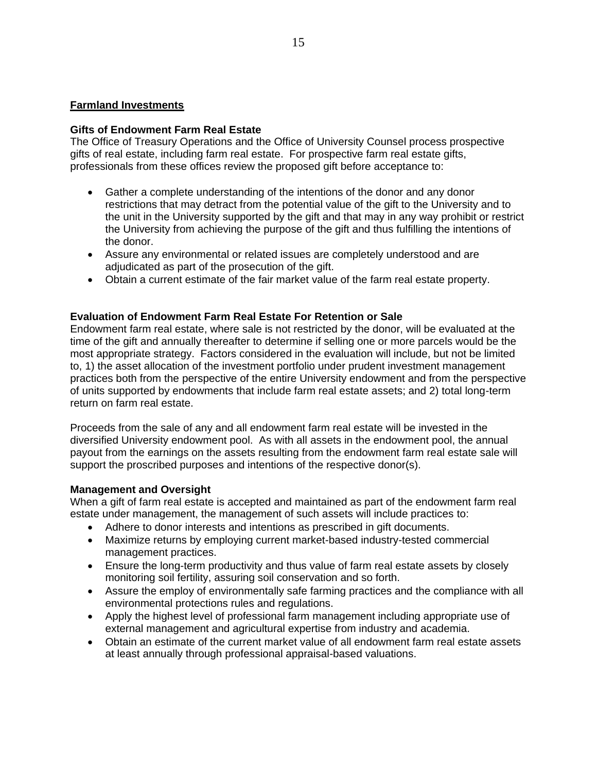## Farmland Investments

### Gifts of Endowment Farm Real Estate

The Office of Treasury Operations and the Office of University Counsel process prospective gifts of real estate, including farm real estate. For prospective farm real estate gifts, professionals from these offices review the proposed gift before acceptance to:

- Gather a complete understanding of the intentions of the donor and any donor restrictions that may detract from the potential value of the gift to the University and to the unit in the University supported by the gift and that may in any way prohibit or restrict the University from achieving the purpose of the gift and thus fulfilling the intentions of the donor.
- Assure any environmental or related issues are completely understood and are adjudicated as part of the prosecution of the gift.
- Obtain a current estimate of the fair market value of the farm real estate property.

### Evaluation of Endowment Farm Real Estate For Retention or Sale

Endowment farm real estate, where sale is not restricted by the donor, will be evaluated at the time of the gift and annually thereafter to determine if selling one or more parcels would be the most appropriate strategy. Factors considered in the evaluation will include, but not be limited to, 1) the asset allocation of the investment portfolio under prudent investment management practices both from the perspective of the entire University endowment and from the perspective of units supported by endowments that include farm real estate assets; and 2) total long-term return on farm real estate.

Proceeds from the sale of any and all endowment farm real estate will be invested in the diversified University endowment pool. As with all assets in the endowment pool, the annual payout from the earnings on the assets resulting from the endowment farm real estate sale will support the proscribed purposes and intentions of the respective donor(s).

### Management and Oversight

When a gift of farm real estate is accepted and maintained as part of the endowment farm real estate under management, the management of such assets will include practices to:

- Adhere to donor interests and intentions as prescribed in gift documents.
- Maximize returns by employing current market-based industry-tested commercial management practices.
- Ensure the long-term productivity and thus value of farm real estate assets by closely monitoring soil fertility, assuring soil conservation and so forth.
- Assure the employ of environmentally safe farming practices and the compliance with all environmental protections rules and regulations.
- Apply the highest level of professional farm management including appropriate use of external management and agricultural expertise from industry and academia.
- Obtain an estimate of the current market value of all endowment farm real estate assets at least annually through professional appraisal-based valuations.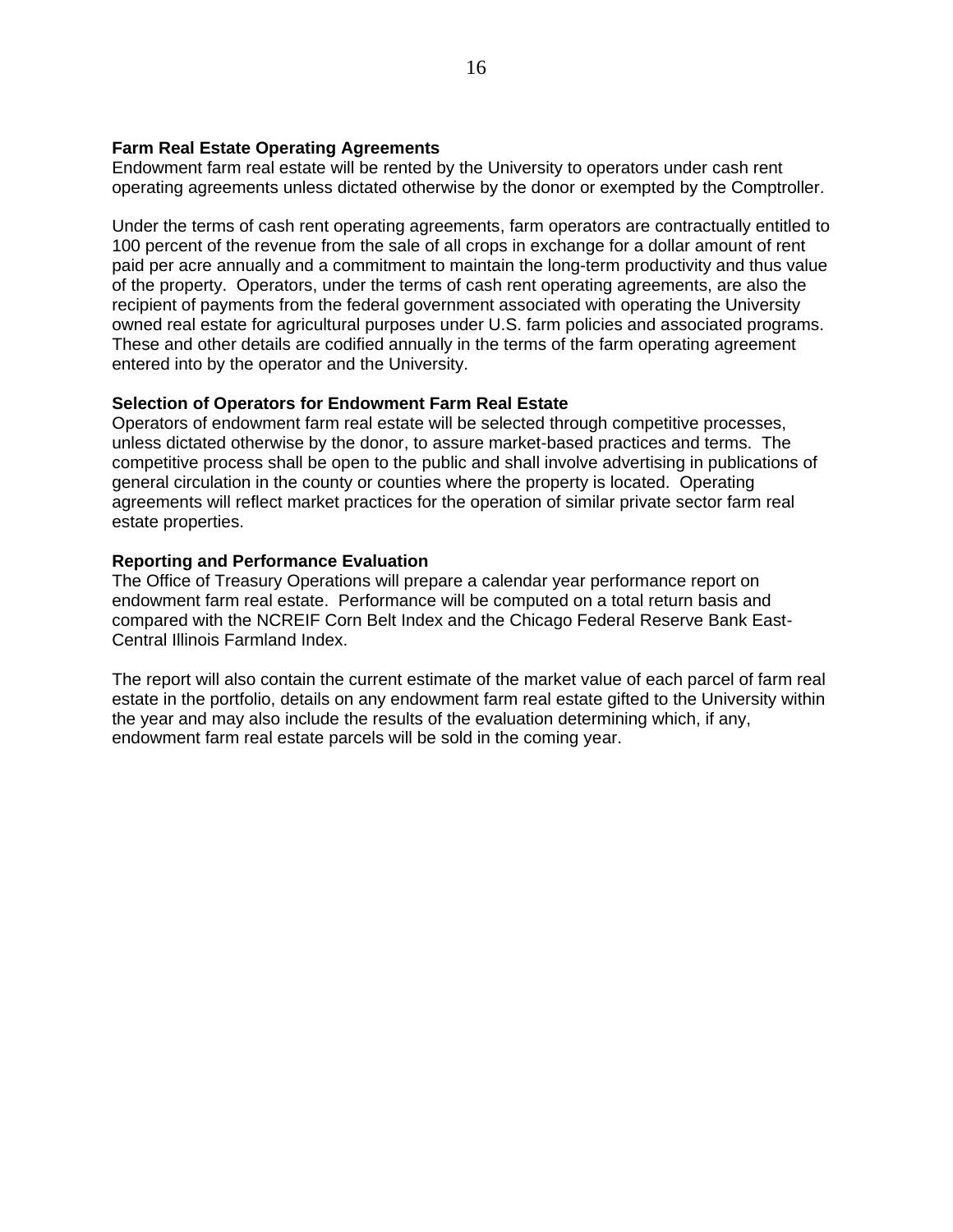**Farm Real Estate Operating Agreements**

Endowment farm real estate will be rented by the University to operators under cash rent operating agreements unless dictated otherwise by the donor or exempted by the Comptroller.

Under the terms of cash rent operating agreements, farm operators are contractually entitled to 100 percent of the revenue from the sale of all crops in exchange for a dollar amount of rent paid per acre annually and a commitment to maintain the long-term productivity and thus value of the property. Operators, under the terms of cash rent operating agreements, are also the recipient of payments from the federal government associated with operating the University owned real estate for agricultural purposes under U.S. farm policies and associated programs. These and other details are codified annually in the terms of the farm operating agreement entered into by the operator and the University.

**Selection of Operators for Endowment Farm Real Estate**

Operators of endowment farm real estate will be selected through competitive processes, unless dictated otherwise by the donor, to assure market-based practices and terms. The competitive process shall be open to the public and shall involve advertising in publications of general circulation in the county or counties where the property is located. Operating agreements will reflect market practices for the operation of similar private sector farm real estate properties.

**Reporting and Performance Evaluation**

The Office of Treasury Operations will prepare a calendar year performance report on endowment farm real estate. Performance will be computed on a total return basis and compared with the NCREIF Corn Belt Index and the Chicago Federal Reserve Bank East-Central Illinois Farmland Index.

The report will also contain the current estimate of the market value of each parcel of farm real estate in the portfolio, details on any endowment farm real estate gifted to the University within the year and may also include the results of the evaluation determining which, if any, endowment farm real estate parcels will be sold in the coming year.